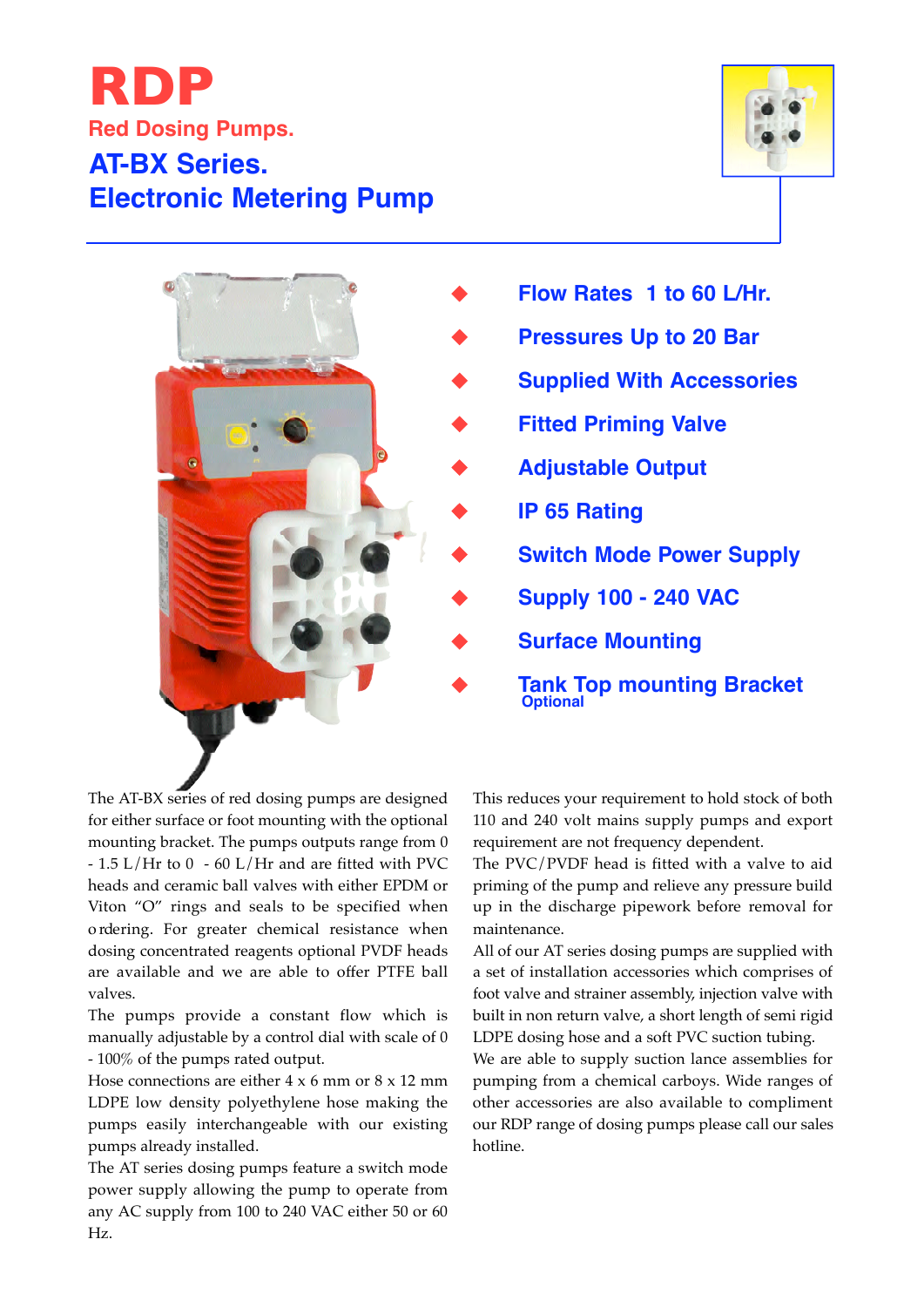# RDP

**Red Dosing Pumps.**

## AT-BX Series.
## Electronic Metering Pump

- **Flow Rates 1 to 60 L/Hr.**
- **Pressures Up to 20 Bar**
- **Supplied With Accessories**
- **Fitted Priming Valve**
- **Adjustable Output**
- **IP 65 Rating**
- **Switch Mode Power Supply**
- **Supply 100 - 240 VAC**
- **Surface Mounting**
- **Tank Top mounting Bracket**
  **Optional**

The AT-BX series of red dosing pumps are designed for either surface or foot mounting with the optional mounting bracket. The pumps outputs range from 0 - 1.5 L/Hr to 0 - 60 L/Hr and are fitted with PVC heads and ceramic ball valves with either EPDM or Viton "O" rings and seals to be specified when ordering. For greater chemical resistance when dosing concentrated reagents optional PVDF heads are available and we are able to offer PTFE ball valves.

The pumps provide a constant flow which is manually adjustable by a control dial with scale of 0 - 100% of the pumps rated output.

Hose connections are either 4 x 6 mm or 8 x 12 mm LDPE low density polyethylene hose making the pumps easily interchangeable with our existing pumps already installed.

The AT series dosing pumps feature a switch mode power supply allowing the pump to operate from any AC supply from 100 to 240 VAC either 50 or 60 Hz.

This reduces your requirement to hold stock of both 110 and 240 volt mains supply pumps and export requirement are not frequency dependent.

The PVC/PVDF head is fitted with a valve to aid priming of the pump and relieve any pressure build up in the discharge pipework before removal for maintenance.

All of our AT series dosing pumps are supplied with a set of installation accessories which comprises of foot valve and strainer assembly, injection valve with built in non return valve, a short length of semi rigid LDPE dosing hose and a soft PVC suction tubing.

We are able to supply suction lance assemblies for pumping from a chemical carboys. Wide ranges of other accessories are also available to compliment our RDP range of dosing pumps please call our sales hotline.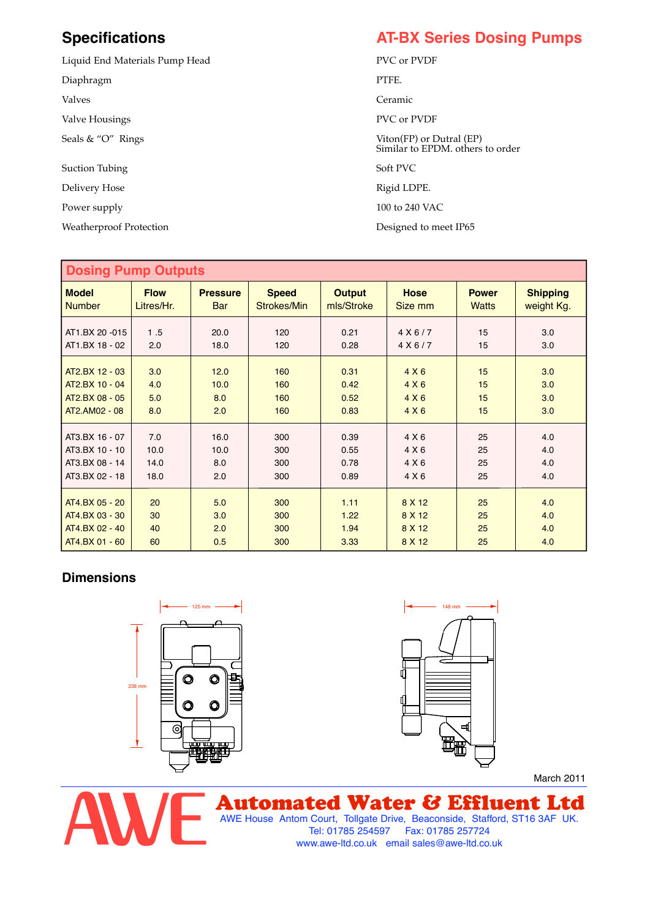## Specifications

## AT-BX Series Dosing Pumps

| | |
|---|---|
| Liquid End Materials Pump Head | PVC or PVDF |
| Diaphragm | PTFE. |
| Valves | Ceramic |
| Valve Housings | PVC or PVDF |
| Seals & "O" Rings | Viton(FP) or Dutral (EP) Similar to EPDM. others to order |
| Suction Tubing | Soft PVC |
| Delivery Hose | Rigid LDPE. |
| Power supply | 100 to 240 VAC |
| Weatherproof Protection | Designed to meet IP65 |

### Dosing Pump Outputs

| Model Number | Flow Litres/Hr. | Pressure Bar | Speed Strokes/Min | Output mls/Stroke | Hose Size mm | Power Watts | Shipping weight Kg. |
|---|---|---|---|---|---|---|---|
| AT1.BX 20 -015 | 1 .5 | 20.0 | 120 | 0.21 | 4 X 6 / 7 | 15 | 3.0 |
| AT1.BX 18 - 02 | 2.0 | 18.0 | 120 | 0.28 | 4 X 6 / 7 | 15 | 3.0 |
| AT2.BX 12 - 03 | 3.0 | 12.0 | 160 | 0.31 | 4 X 6 | 15 | 3.0 |
| AT2.BX 10 - 04 | 4.0 | 10.0 | 160 | 0.42 | 4 X 6 | 15 | 3.0 |
| AT2.BX 08 - 05 | 5.0 | 8.0 | 160 | 0.52 | 4 X 6 | 15 | 3.0 |
| AT2.AM02 - 08 | 8.0 | 2.0 | 160 | 0.83 | 4 X 6 | 15 | 3.0 |
| AT3.BX 16 - 07 | 7.0 | 16.0 | 300 | 0.39 | 4 X 6 | 25 | 4.0 |
| AT3.BX 10 - 10 | 10.0 | 10.0 | 300 | 0.55 | 4 X 6 | 25 | 4.0 |
| AT3.BX 08 - 14 | 14.0 | 8.0 | 300 | 0.78 | 4 X 6 | 25 | 4.0 |
| AT3.BX 02 - 18 | 18.0 | 2.0 | 300 | 0.89 | 4 X 6 | 25 | 4.0 |
| AT4.BX 05 - 20 | 20 | 5.0 | 300 | 1.11 | 8 X 12 | 25 | 4.0 |
| AT4.BX 03 - 30 | 30 | 3.0 | 300 | 1.22 | 8 X 12 | 25 | 4.0 |
| AT4.BX 02 - 40 | 40 | 2.0 | 300 | 1.94 | 8 X 12 | 25 | 4.0 |
| AT4.BX 01 - 60 | 60 | 0.5 | 300 | 3.33 | 8 X 12 | 25 | 4.0 |

## Dimensions

125 mm

238 mm

148 mm

March 2011

AWE

**Automated Water & Effluent Ltd**

AWE House Antom Court, Tollgate Drive, Beaconside, Stafford, ST16 3AF UK.

Tel: 01785 254597 Fax: 01785 257724

www.awe-ltd.co.uk email sales@awe-ltd.co.uk